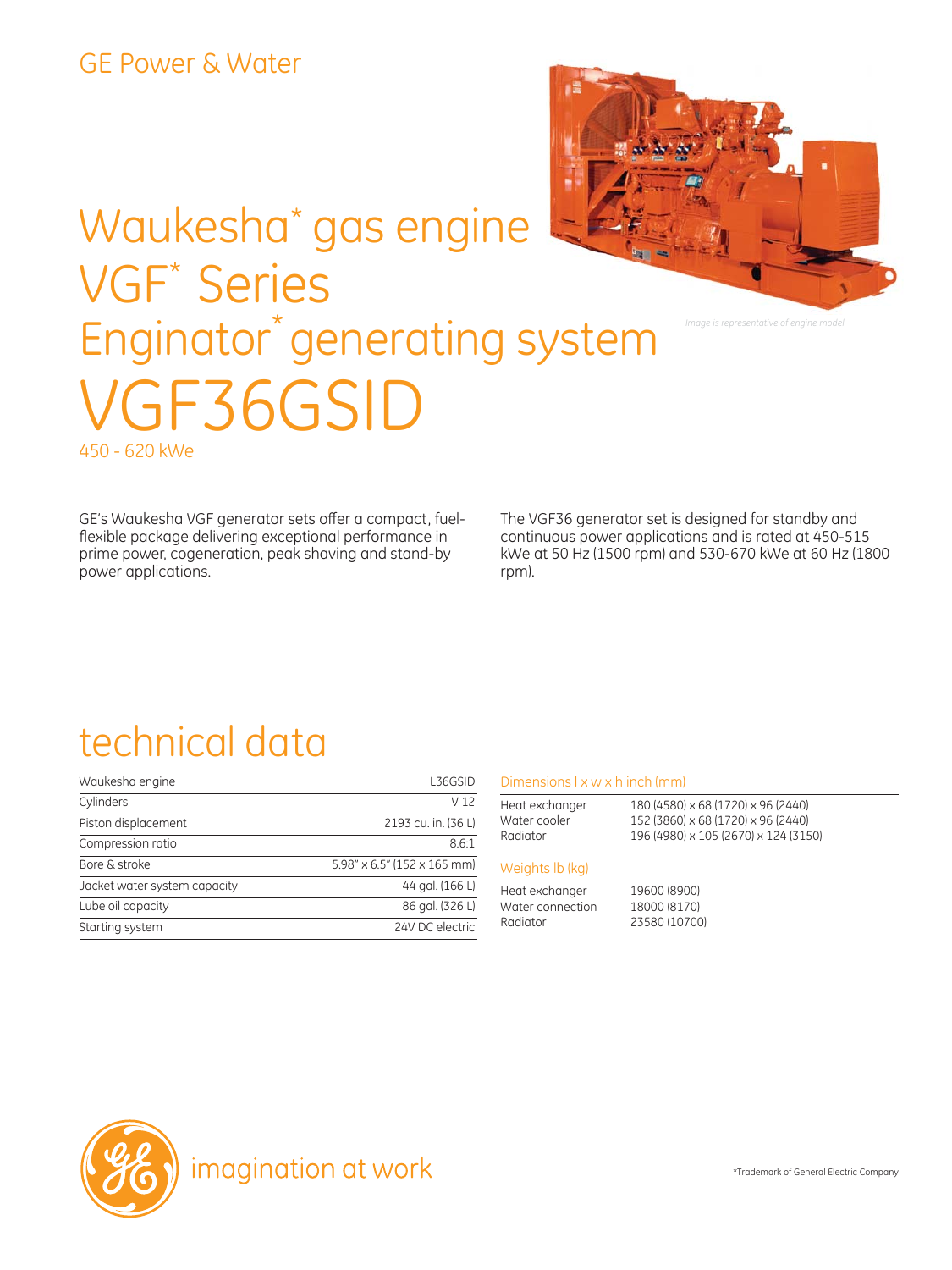GE Power & Water

# Waukesha* gas engine VGF* Series Enginator* generating system

# VGF36GSID

450 - 620 kWe

*Image is representative of engine model*

GE's Waukesha VGF generator sets offer a compact, fuel-flexible package delivering exceptional performance in prime power, cogeneration, peak shaving and stand-by power applications.

The VGF36 generator set is designed for standby and continuous power applications and is rated at 450-515 kWe at 50 Hz (1500 rpm) and 530-670 kWe at 60 Hz (1800 rpm).

## technical data

| Waukesha engine | L36GSID |
|---|---|
| Cylinders | V 12 |
| Piston displacement | 2193 cu. in. (36 L) |
| Compression ratio | 8.6:1 |
| Bore & stroke | 5.98" x 6.5" (152 x 165 mm) |
| Jacket water system capacity | 44 gal. (166 L) |
| Lube oil capacity | 86 gal. (326 L) |
| Starting system | 24V DC electric |

### Dimensions l x w x h inch (mm)

| | |
|---|---|
| Heat exchanger | 180 (4580) x 68 (1720) x 96 (2440) |
| Water cooler | 152 (3860) x 68 (1720) x 96 (2440) |
| Radiator | 196 (4980) x 105 (2670) x 124 (3150) |

### Weights lb (kg)

| | |
|---|---|
| Heat exchanger | 19600 (8900) |
| Water connection | 18000 (8170) |
| Radiator | 23580 (10700) |

imagination at work

*Trademark of General Electric Company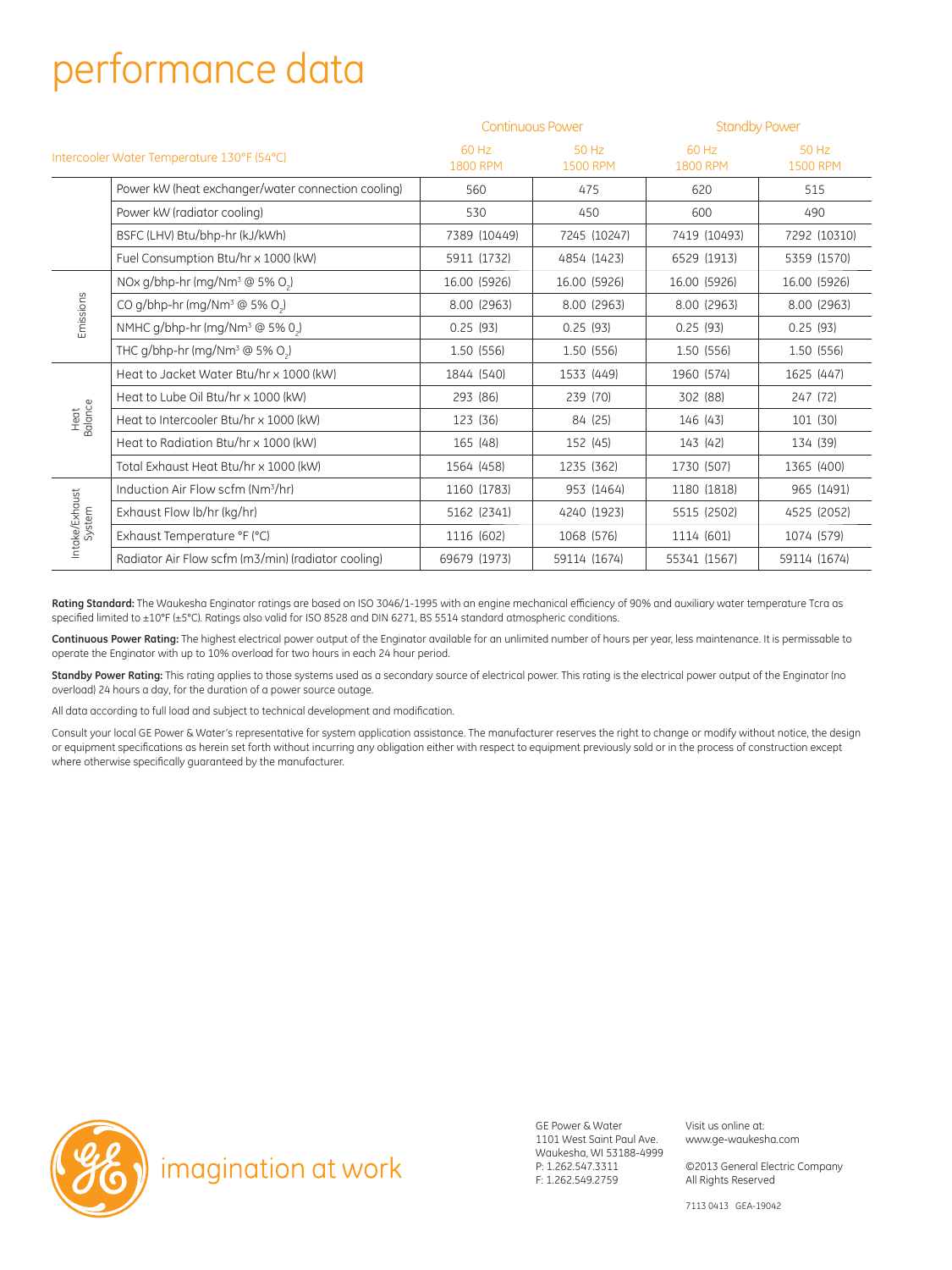# performance data

| Intercooler Water Temperature 130°F (54°C) | | Continuous Power 60 Hz 1800 RPM | Continuous Power 50 Hz 1500 RPM | Standby Power 60 Hz 1800 RPM | Standby Power 50 Hz 1500 RPM |
|---|---|---|---|---|---|
| | Power kW (heat exchanger/water connection cooling) | 560 | 475 | 620 | 515 |
| | Power kW (radiator cooling) | 530 | 450 | 600 | 490 |
| | BSFC (LHV) Btu/bhp-hr (kJ/kWh) | 7389 (10449) | 7245 (10247) | 7419 (10493) | 7292 (10310) |
| | Fuel Consumption Btu/hr x 1000 (kW) | 5911 (1732) | 4854 (1423) | 6529 (1913) | 5359 (1570) |
| Emissions | NOx g/bhp-hr (mg/Nm³ @ 5% $O_2$) | 16.00 (5926) | 16.00 (5926) | 16.00 (5926) | 16.00 (5926) |
| Emissions | CO g/bhp-hr (mg/Nm³ @ 5% $O_2$) | 8.00 (2963) | 8.00 (2963) | 8.00 (2963) | 8.00 (2963) |
| Emissions | NMHC g/bhp-hr (mg/Nm³ @ 5% $O_2$) | 0.25 (93) | 0.25 (93) | 0.25 (93) | 0.25 (93) |
| Emissions | THC g/bhp-hr (mg/Nm³ @ 5% $O_2$) | 1.50 (556) | 1.50 (556) | 1.50 (556) | 1.50 (556) |
| Heat Balance | Heat to Jacket Water Btu/hr x 1000 (kW) | 1844 (540) | 1533 (449) | 1960 (574) | 1625 (447) |
| Heat Balance | Heat to Lube Oil Btu/hr x 1000 (kW) | 293 (86) | 239 (70) | 302 (88) | 247 (72) |
| Heat Balance | Heat to Intercooler Btu/hr x 1000 (kW) | 123 (36) | 84 (25) | 146 (43) | 101 (30) |
| Heat Balance | Heat to Radiation Btu/hr x 1000 (kW) | 165 (48) | 152 (45) | 143 (42) | 134 (39) |
| Heat Balance | Total Exhaust Heat Btu/hr x 1000 (kW) | 1564 (458) | 1235 (362) | 1730 (507) | 1365 (400) |
| Intake/Exhaust System | Induction Air Flow scfm (Nm³/hr) | 1160 (1783) | 953 (1464) | 1180 (1818) | 965 (1491) |
| Intake/Exhaust System | Exhaust Flow lb/hr (kg/hr) | 5162 (2341) | 4240 (1923) | 5515 (2502) | 4525 (2052) |
| Intake/Exhaust System | Exhaust Temperature °F (°C) | 1116 (602) | 1068 (576) | 1114 (601) | 1074 (579) |
| Intake/Exhaust System | Radiator Air Flow scfm (m3/min) (radiator cooling) | 69679 (1973) | 59114 (1674) | 55341 (1567) | 59114 (1674) |

**Rating Standard:** The Waukesha Enginator ratings are based on ISO 3046/1-1995 with an engine mechanical efficiency of 90% and auxiliary water temperature Tcra as specified limited to ±10°F (±5°C). Ratings also valid for ISO 8528 and DIN 6271, BS 5514 standard atmospheric conditions.

**Continuous Power Rating:** The highest electrical power output of the Enginator available for an unlimited number of hours per year, less maintenance. It is permissable to operate the Enginator with up to 10% overload for two hours in each 24 hour period.

**Standby Power Rating:** This rating applies to those systems used as a secondary source of electrical power. This rating is the electrical power output of the Enginator (no overload) 24 hours a day, for the duration of a power source outage.

All data according to full load and subject to technical development and modification.

Consult your local GE Power & Water's representative for system application assistance. The manufacturer reserves the right to change or modify without notice, the design or equipment specifications as herein set forth without incurring any obligation either with respect to equipment previously sold or in the process of construction except where otherwise specifically guaranteed by the manufacturer.

imagination at work

GE Power & Water
1101 West Saint Paul Ave.
Waukesha, WI 53188-4999
P: 1.262.547.3311
F: 1.262.549.2759

Visit us online at:
www.ge-waukesha.com

©2013 General Electric Company
All Rights Reserved

7113 0413 GEA-19042